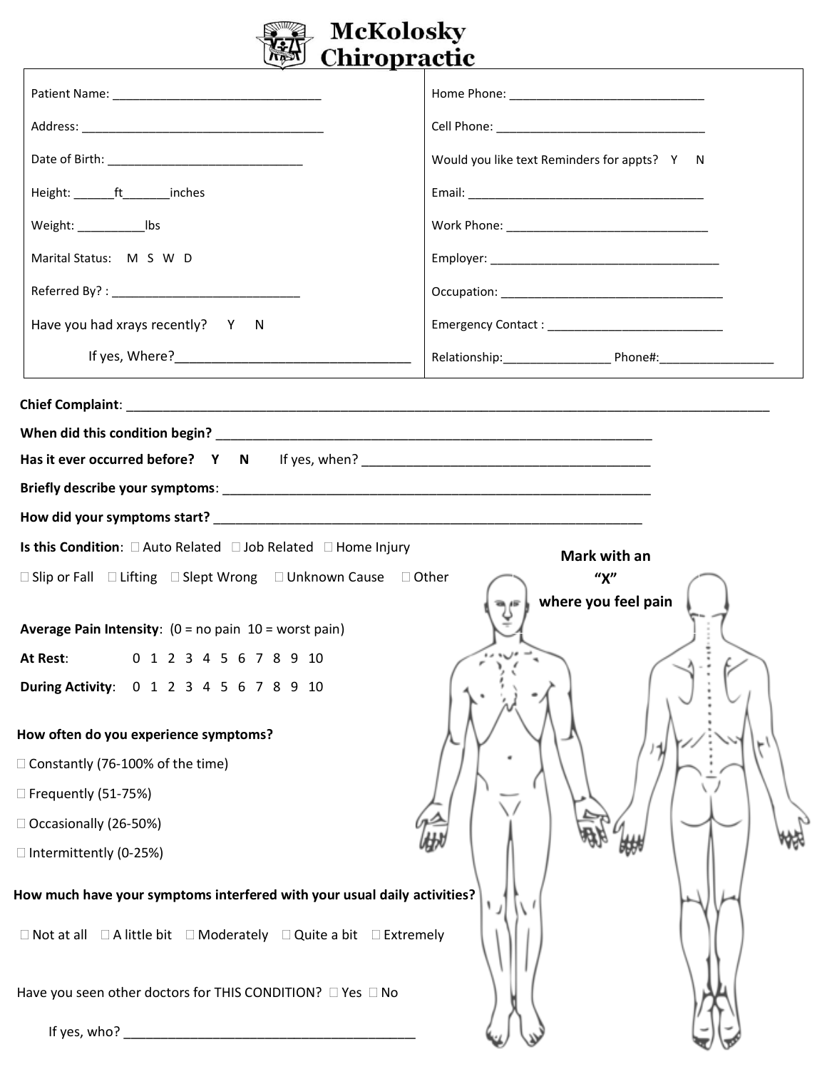# McKolosky Chiropractic

| | |
|---|---|
| Patient Name: _______________________________ | Home Phone: _____________________________ |
| Address: ____________________________________ | Cell Phone: _______________________________ |
| Date of Birth: _____________________________ | Would you like text Reminders for appts? Y N |
| Height: ______ft_______inches | Email: ___________________________________ |
| Weight: __________lbs | Work Phone: ______________________________ |
| Marital Status: M S W D | Employer: _________________________________ |
| Referred By? : ____________________________ | Occupation: _______________________________ |
| Have you had xrays recently? Y N | Emergency Contact : __________________________ |
| If yes, Where?_________________________________ | Relationship:________________ Phone#:_________________ |

**Chief Complaint**: ___________________________________________________________________________________________

**When did this condition begin?** _______________________________________________________________

**Has it ever occurred before? Y N** If yes, when? __________________________________________

**Briefly describe your symptoms**: ______________________________________________________________

**How did your symptoms start?** _______________________________________________________________

**Is this Condition**: ☐ Auto Related ☐ Job Related ☐ Home Injury

☐ Slip or Fall ☐ Lifting ☐ Slept Wrong ☐ Unknown Cause ☐ Other

**Mark with an "X" where you feel pain**

**Average Pain Intensity**: (0 = no pain 10 = worst pain)

**At Rest**: 0 1 2 3 4 5 6 7 8 9 10

**During Activity**: 0 1 2 3 4 5 6 7 8 9 10

**How often do you experience symptoms?**

☐ Constantly (76-100% of the time)

☐ Frequently (51-75%)

☐ Occasionally (26-50%)

☐ Intermittently (0-25%)

**How much have your symptoms interfered with your usual daily activities?**

☐ Not at all ☐ A little bit ☐ Moderately ☐ Quite a bit ☐ Extremely

Have you seen other doctors for THIS CONDITION? ☐ Yes ☐ No

If yes, who? ________________________________________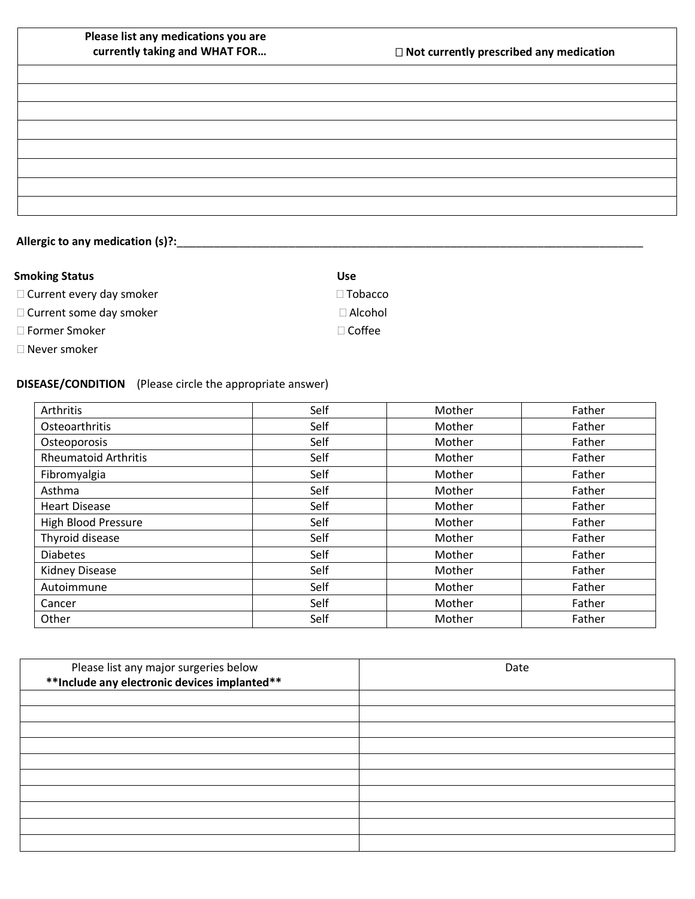| Please list any medications you are currently taking and WHAT FOR… | ☐ Not currently prescribed any medication |
|---|---|
| | |
| | |
| | |
| | |
| | |
| | |
| | |
| | |

**Allergic to any medication (s)?:**_______________________________________________________________________________

**Smoking Status**

- ☐ Current every day smoker
- ☐ Current some day smoker
- ☐ Former Smoker
- ☐ Never smoker

**Use**

- ☐ Tobacco
- ☐ Alcohol
- ☐ Coffee

**DISEASE/CONDITION** (Please circle the appropriate answer)

| | | | |
|---|---|---|---|
| Arthritis | Self | Mother | Father |
| Osteoarthritis | Self | Mother | Father |
| Osteoporosis | Self | Mother | Father |
| Rheumatoid Arthritis | Self | Mother | Father |
| Fibromyalgia | Self | Mother | Father |
| Asthma | Self | Mother | Father |
| Heart Disease | Self | Mother | Father |
| High Blood Pressure | Self | Mother | Father |
| Thyroid disease | Self | Mother | Father |
| Diabetes | Self | Mother | Father |
| Kidney Disease | Self | Mother | Father |
| Autoimmune | Self | Mother | Father |
| Cancer | Self | Mother | Father |
| Other | Self | Mother | Father |

| Please list any major surgeries below **Include any electronic devices implanted** | Date |
|---|---|
| | |
| | |
| | |
| | |
| | |
| | |
| | |
| | |
| | |
| | |